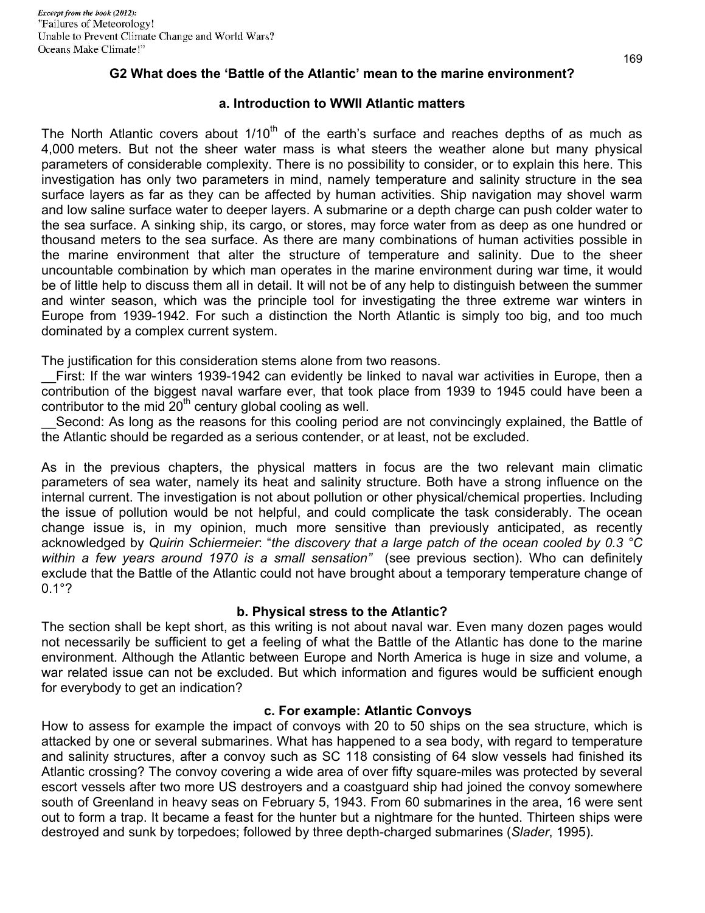*Excerpt from the book (2012):*
"Failures of Meteorology!
Unable to Prevent Climate Change and World Wars?
Oceans Make Climate!"

## G2 What does the 'Battle of the Atlantic' mean to the marine environment?

### a. Introduction to WWII Atlantic matters

The North Atlantic covers about 1/10$^{th}$ of the earth's surface and reaches depths of as much as 4,000 meters. But not the sheer water mass is what steers the weather alone but many physical parameters of considerable complexity. There is no possibility to consider, or to explain this here. This investigation has only two parameters in mind, namely temperature and salinity structure in the sea surface layers as far as they can be affected by human activities. Ship navigation may shovel warm and low saline surface water to deeper layers. A submarine or a depth charge can push colder water to the sea surface. A sinking ship, its cargo, or stores, may force water from as deep as one hundred or thousand meters to the sea surface. As there are many combinations of human activities possible in the marine environment that alter the structure of temperature and salinity. Due to the sheer uncountable combination by which man operates in the marine environment during war time, it would be of little help to discuss them all in detail. It will not be of any help to distinguish between the summer and winter season, which was the principle tool for investigating the three extreme war winters in Europe from 1939-1942. For such a distinction the North Atlantic is simply too big, and too much dominated by a complex current system.

The justification for this consideration stems alone from two reasons.

__First: If the war winters 1939-1942 can evidently be linked to naval war activities in Europe, then a contribution of the biggest naval warfare ever, that took place from 1939 to 1945 could have been a contributor to the mid 20$^{th}$ century global cooling as well.

__Second: As long as the reasons for this cooling period are not convincingly explained, the Battle of the Atlantic should be regarded as a serious contender, or at least, not be excluded.

As in the previous chapters, the physical matters in focus are the two relevant main climatic parameters of sea water, namely its heat and salinity structure. Both have a strong influence on the internal current. The investigation is not about pollution or other physical/chemical properties. Including the issue of pollution would be not helpful, and could complicate the task considerably. The ocean change issue is, in my opinion, much more sensitive than previously anticipated, as recently acknowledged by *Quirin Schiermeier*: "*the discovery that a large patch of the ocean cooled by 0.3 °C within a few years around 1970 is a small sensation"* (see previous section). Who can definitely exclude that the Battle of the Atlantic could not have brought about a temporary temperature change of 0.1°?

### b. Physical stress to the Atlantic?

The section shall be kept short, as this writing is not about naval war. Even many dozen pages would not necessarily be sufficient to get a feeling of what the Battle of the Atlantic has done to the marine environment. Although the Atlantic between Europe and North America is huge in size and volume, a war related issue can not be excluded. But which information and figures would be sufficient enough for everybody to get an indication?

### c. For example: Atlantic Convoys

How to assess for example the impact of convoys with 20 to 50 ships on the sea structure, which is attacked by one or several submarines. What has happened to a sea body, with regard to temperature and salinity structures, after a convoy such as SC 118 consisting of 64 slow vessels had finished its Atlantic crossing? The convoy covering a wide area of over fifty square-miles was protected by several escort vessels after two more US destroyers and a coastguard ship had joined the convoy somewhere south of Greenland in heavy seas on February 5, 1943. From 60 submarines in the area, 16 were sent out to form a trap. It became a feast for the hunter but a nightmare for the hunted. Thirteen ships were destroyed and sunk by torpedoes; followed by three depth-charged submarines (*Slader*, 1995).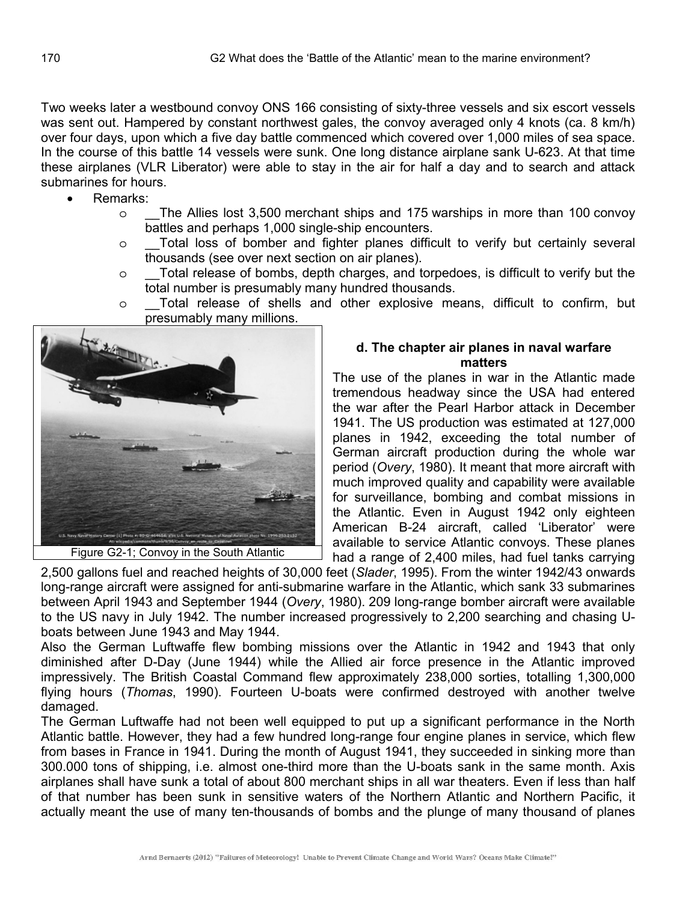Two weeks later a westbound convoy ONS 166 consisting of sixty-three vessels and six escort vessels was sent out. Hampered by constant northwest gales, the convoy averaged only 4 knots (ca. 8 km/h) over four days, upon which a five day battle commenced which covered over 1,000 miles of sea space. In the course of this battle 14 vessels were sunk. One long distance airplane sank U-623. At that time these airplanes (VLR Liberator) were able to stay in the air for half a day and to search and attack submarines for hours.

- Remarks:
  - __The Allies lost 3,500 merchant ships and 175 warships in more than 100 convoy battles and perhaps 1,000 single-ship encounters.
  - __Total loss of bomber and fighter planes difficult to verify but certainly several thousands (see over next section on air planes).
  - __Total release of bombs, depth charges, and torpedoes, is difficult to verify but the total number is presumably many hundred thousands.
  - __Total release of shells and other explosive means, difficult to confirm, but presumably many millions.

Figure G2-1; Convoy in the South Atlantic

### d. The chapter air planes in naval warfare matters

The use of the planes in war in the Atlantic made tremendous headway since the USA had entered the war after the Pearl Harbor attack in December 1941. The US production was estimated at 127,000 planes in 1942, exceeding the total number of German aircraft production during the whole war period (*Overy*, 1980). It meant that more aircraft with much improved quality and capability were available for surveillance, bombing and combat missions in the Atlantic. Even in August 1942 only eighteen American B-24 aircraft, called 'Liberator' were available to service Atlantic convoys. These planes had a range of 2,400 miles, had fuel tanks carrying 2,500 gallons fuel and reached heights of 30,000 feet (*Slader*, 1995). From the winter 1942/43 onwards long-range aircraft were assigned for anti-submarine warfare in the Atlantic, which sank 33 submarines between April 1943 and September 1944 (*Overy*, 1980). 209 long-range bomber aircraft were available to the US navy in July 1942. The number increased progressively to 2,200 searching and chasing U-boats between June 1943 and May 1944.

Also the German Luftwaffe flew bombing missions over the Atlantic in 1942 and 1943 that only diminished after D-Day (June 1944) while the Allied air force presence in the Atlantic improved impressively. The British Coastal Command flew approximately 238,000 sorties, totalling 1,300,000 flying hours (*Thomas*, 1990). Fourteen U-boats were confirmed destroyed with another twelve damaged.

The German Luftwaffe had not been well equipped to put up a significant performance in the North Atlantic battle. However, they had a few hundred long-range four engine planes in service, which flew from bases in France in 1941. During the month of August 1941, they succeeded in sinking more than 300.000 tons of shipping, i.e. almost one-third more than the U-boats sank in the same month. Axis airplanes shall have sunk a total of about 800 merchant ships in all war theaters. Even if less than half of that number has been sunk in sensitive waters of the Northern Atlantic and Northern Pacific, it actually meant the use of many ten-thousands of bombs and the plunge of many thousand of planes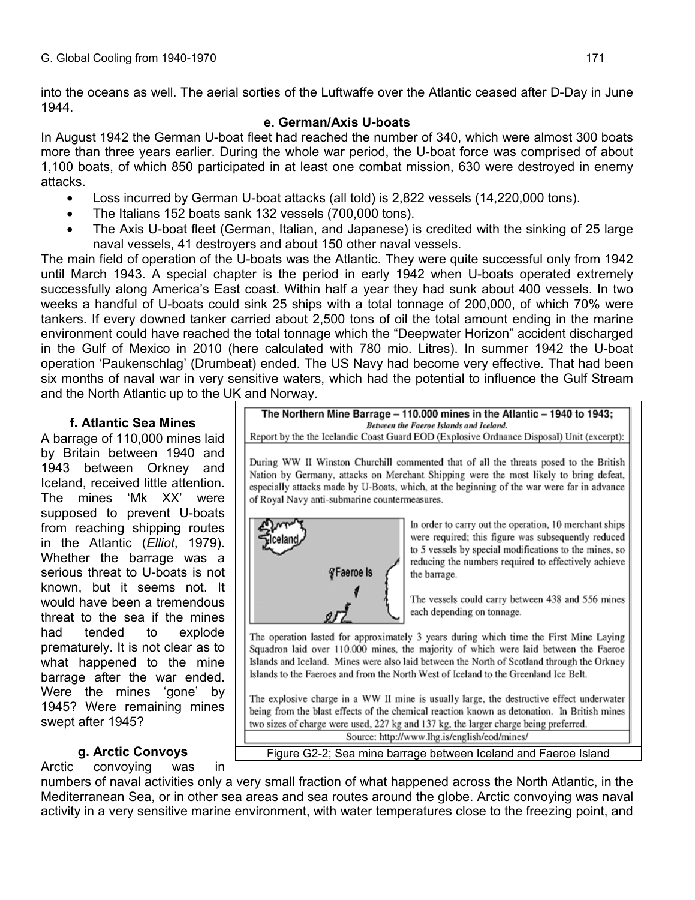into the oceans as well. The aerial sorties of the Luftwaffe over the Atlantic ceased after D-Day in June 1944.

**e. German/Axis U-boats**

In August 1942 the German U-boat fleet had reached the number of 340, which were almost 300 boats more than three years earlier. During the whole war period, the U-boat force was comprised of about 1,100 boats, of which 850 participated in at least one combat mission, 630 were destroyed in enemy attacks.

- Loss incurred by German U-boat attacks (all told) is 2,822 vessels (14,220,000 tons).
- The Italians 152 boats sank 132 vessels (700,000 tons).
- The Axis U-boat fleet (German, Italian, and Japanese) is credited with the sinking of 25 large naval vessels, 41 destroyers and about 150 other naval vessels.

The main field of operation of the U-boats was the Atlantic. They were quite successful only from 1942 until March 1943. A special chapter is the period in early 1942 when U-boats operated extremely successfully along America's East coast. Within half a year they had sunk about 400 vessels. In two weeks a handful of U-boats could sink 25 ships with a total tonnage of 200,000, of which 70% were tankers. If every downed tanker carried about 2,500 tons of oil the total amount ending in the marine environment could have reached the total tonnage which the "Deepwater Horizon" accident discharged in the Gulf of Mexico in 2010 (here calculated with 780 mio. Litres). In summer 1942 the U-boat operation 'Paukenschlag' (Drumbeat) ended. The US Navy had become very effective. That had been six months of naval war in very sensitive waters, which had the potential to influence the Gulf Stream and the North Atlantic up to the UK and Norway.

**f. Atlantic Sea Mines**

A barrage of 110,000 mines laid by Britain between 1940 and 1943 between Orkney and Iceland, received little attention. The mines 'Mk XX' were supposed to prevent U-boats from reaching shipping routes in the Atlantic (*Elliot*, 1979). Whether the barrage was a serious threat to U-boats is not known, but it seems not. It would have been a tremendous threat to the sea if the mines had tended to explode prematurely. It is not clear as to what happened to the mine barrage after the war ended. Were the mines 'gone' by 1945? Were remaining mines swept after 1945?

**The Northern Mine Barrage – 110.000 mines in the Atlantic – 1940 to 1943;**
***Between the Faeroe Islands and Iceland.***
Report by the the Icelandic Coast Guard EOD (Explosive Ordnance Disposal) Unit (excerpt):

During WW II Winston Churchill commented that of all the threats posed to the British Nation by Germany, attacks on Merchant Shipping were the most likely to bring defeat, especially attacks made by U-Boats, which, at the beginning of the war were far in advance of Royal Navy anti-submarine countermeasures.

In order to carry out the operation, 10 merchant ships were required; this figure was subsequently reduced to 5 vessels by special modifications to the mines, so reducing the numbers required to effectively achieve the barrage.

The vessels could carry between 438 and 556 mines each depending on tonnage.

The operation lasted for approximately 3 years during which time the First Mine Laying Squadron laid over 110.000 mines, the majority of which were laid between the Faeroe Islands and Iceland. Mines were also laid between the North of Scotland through the Orkney Islands to the Faeroes and from the North West of Iceland to the Greenland Ice Belt.

The explosive charge in a WW II mine is usually large, the destructive effect underwater being from the blast effects of the chemical reaction known as detonation. In British mines two sizes of charge were used, 227 kg and 137 kg, the larger charge being preferred.

Source: http://www.lhg.is/english/eod/mines/

Figure G2-2; Sea mine barrage between Iceland and Faeroe Island

**g. Arctic Convoys**

Arctic convoying was in numbers of naval activities only a very small fraction of what happened across the North Atlantic, in the Mediterranean Sea, or in other sea areas and sea routes around the globe. Arctic convoying was naval activity in a very sensitive marine environment, with water temperatures close to the freezing point, and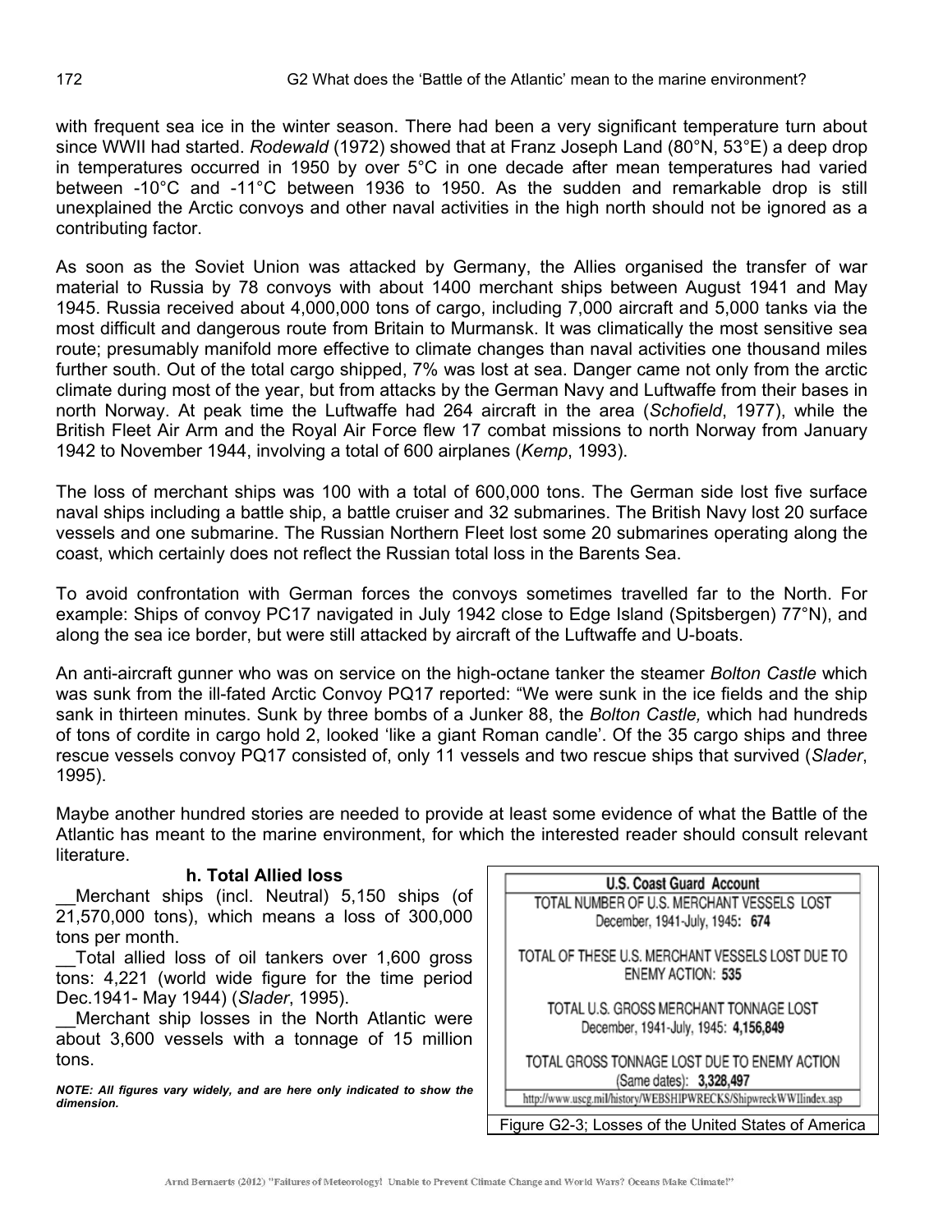with frequent sea ice in the winter season. There had been a very significant temperature turn about since WWII had started. *Rodewald* (1972) showed that at Franz Joseph Land (80°N, 53°E) a deep drop in temperatures occurred in 1950 by over 5°C in one decade after mean temperatures had varied between -10°C and -11°C between 1936 to 1950. As the sudden and remarkable drop is still unexplained the Arctic convoys and other naval activities in the high north should not be ignored as a contributing factor.

As soon as the Soviet Union was attacked by Germany, the Allies organised the transfer of war material to Russia by 78 convoys with about 1400 merchant ships between August 1941 and May 1945. Russia received about 4,000,000 tons of cargo, including 7,000 aircraft and 5,000 tanks via the most difficult and dangerous route from Britain to Murmansk. It was climatically the most sensitive sea route; presumably manifold more effective to climate changes than naval activities one thousand miles further south. Out of the total cargo shipped, 7% was lost at sea. Danger came not only from the arctic climate during most of the year, but from attacks by the German Navy and Luftwaffe from their bases in north Norway. At peak time the Luftwaffe had 264 aircraft in the area (*Schofield*, 1977), while the British Fleet Air Arm and the Royal Air Force flew 17 combat missions to north Norway from January 1942 to November 1944, involving a total of 600 airplanes (*Kemp*, 1993).

The loss of merchant ships was 100 with a total of 600,000 tons. The German side lost five surface naval ships including a battle ship, a battle cruiser and 32 submarines. The British Navy lost 20 surface vessels and one submarine. The Russian Northern Fleet lost some 20 submarines operating along the coast, which certainly does not reflect the Russian total loss in the Barents Sea.

To avoid confrontation with German forces the convoys sometimes travelled far to the North. For example: Ships of convoy PC17 navigated in July 1942 close to Edge Island (Spitsbergen) 77°N), and along the sea ice border, but were still attacked by aircraft of the Luftwaffe and U-boats.

An anti-aircraft gunner who was on service on the high-octane tanker the steamer *Bolton Castle* which was sunk from the ill-fated Arctic Convoy PQ17 reported: "We were sunk in the ice fields and the ship sank in thirteen minutes. Sunk by three bombs of a Junker 88, the *Bolton Castle,* which had hundreds of tons of cordite in cargo hold 2, looked 'like a giant Roman candle'. Of the 35 cargo ships and three rescue vessels convoy PQ17 consisted of, only 11 vessels and two rescue ships that survived (*Slader*, 1995).

Maybe another hundred stories are needed to provide at least some evidence of what the Battle of the Atlantic has meant to the marine environment, for which the interested reader should consult relevant literature.

#### h. Total Allied loss

__Merchant ships (incl. Neutral) 5,150 ships (of 21,570,000 tons), which means a loss of 300,000 tons per month.

__Total allied loss of oil tankers over 1,600 gross tons: 4,221 (world wide figure for the time period Dec.1941- May 1944) (*Slader*, 1995).

__Merchant ship losses in the North Atlantic were about 3,600 vessels with a tonnage of 15 million tons.

***NOTE: All figures vary widely, and are here only indicated to show the dimension.***

**U.S. Coast Guard Account**

TOTAL NUMBER OF U.S. MERCHANT VESSELS LOST December, 1941-July, 1945: **674**

TOTAL OF THESE U.S. MERCHANT VESSELS LOST DUE TO ENEMY ACTION: **535**

TOTAL U.S. GROSS MERCHANT TONNAGE LOST December, 1941-July, 1945: **4,156,849**

TOTAL GROSS TONNAGE LOST DUE TO ENEMY ACTION (Same dates): **3,328,497**

http://www.uscg.mil/history/WEBSHIPWRECKS/ShipwreckWWIIindex.asp

Figure G2-3; Losses of the United States of America